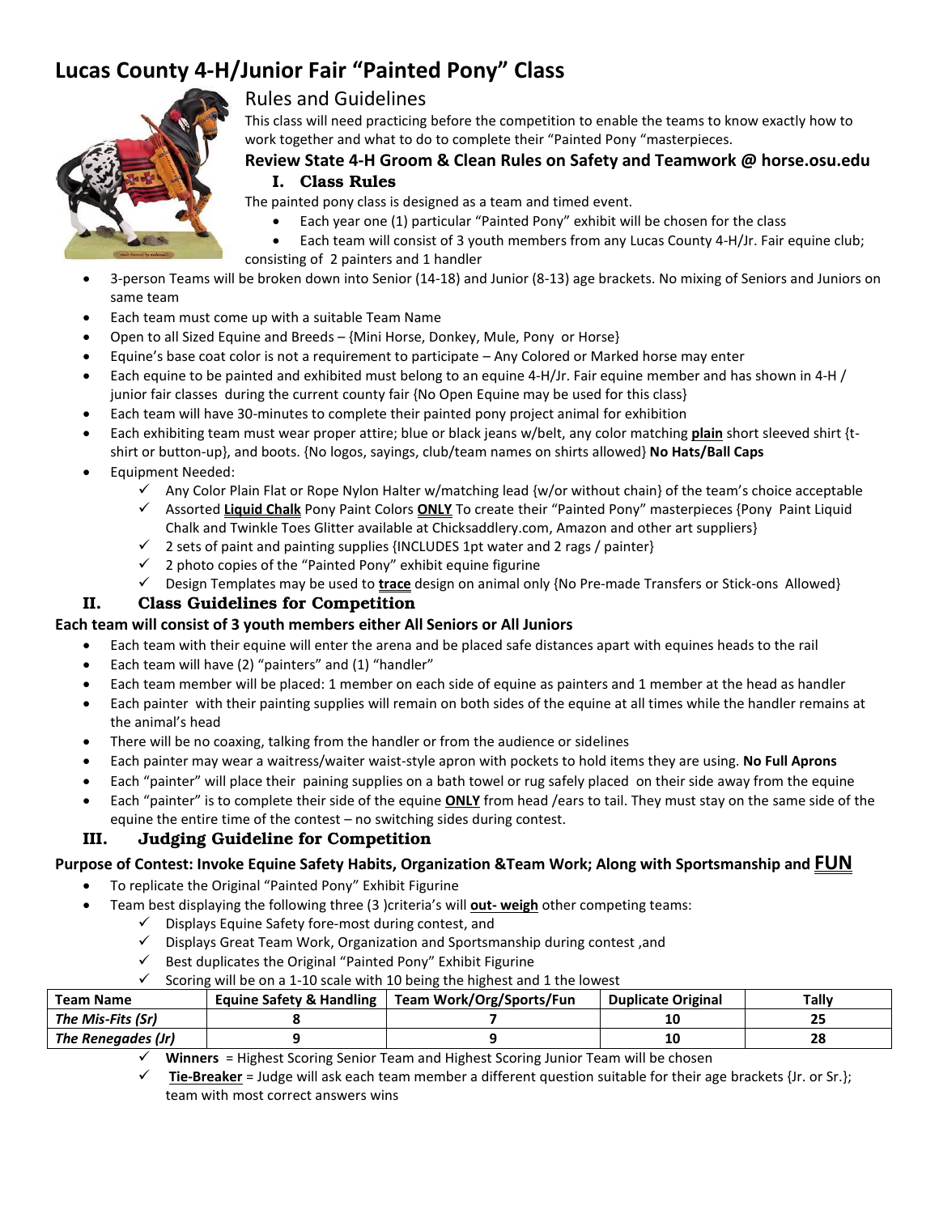# Lucas County 4-H/Junior Fair "Painted Pony" Class

## Rules and Guidelines

This class will need practicing before the competition to enable the teams to know exactly how to work together and what to do to complete their "Painted Pony "masterpieces.

**Review State 4-H Groom & Clean Rules on Safety and Teamwork @ horse.osu.edu**

### I. Class Rules

The painted pony class is designed as a team and timed event.

- Each year one (1) particular "Painted Pony" exhibit will be chosen for the class
- Each team will consist of 3 youth members from any Lucas County 4-H/Jr. Fair equine club; consisting of 2 painters and 1 handler
- 3-person Teams will be broken down into Senior (14-18) and Junior (8-13) age brackets. No mixing of Seniors and Juniors on same team
- Each team must come up with a suitable Team Name
- Open to all Sized Equine and Breeds – {Mini Horse, Donkey, Mule, Pony or Horse}
- Equine's base coat color is not a requirement to participate – Any Colored or Marked horse may enter
- Each equine to be painted and exhibited must belong to an equine 4-H/Jr. Fair equine member and has shown in 4-H / junior fair classes during the current county fair {No Open Equine may be used for this class}
- Each team will have 30-minutes to complete their painted pony project animal for exhibition
- Each exhibiting team must wear proper attire; blue or black jeans w/belt, any color matching **plain** short sleeved shirt {t-shirt or button-up}, and boots. {No logos, sayings, club/team names on shirts allowed} **No Hats/Ball Caps**
- Equipment Needed:
  - ✓ Any Color Plain Flat or Rope Nylon Halter w/matching lead {w/or without chain} of the team's choice acceptable
  - ✓ Assorted **Liquid Chalk** Pony Paint Colors **ONLY** To create their "Painted Pony" masterpieces {Pony Paint Liquid Chalk and Twinkle Toes Glitter available at Chicksaddlery.com, Amazon and other art suppliers}
  - ✓ 2 sets of paint and painting supplies {INCLUDES 1pt water and 2 rags / painter}
  - ✓ 2 photo copies of the "Painted Pony" exhibit equine figurine
  - ✓ Design Templates may be used to **trace** design on animal only {No Pre-made Transfers or Stick-ons Allowed}

### II. Class Guidelines for Competition

**Each team will consist of 3 youth members either All Seniors or All Juniors**

- Each team with their equine will enter the arena and be placed safe distances apart with equines heads to the rail
- Each team will have (2) "painters" and (1) "handler"
- Each team member will be placed: 1 member on each side of equine as painters and 1 member at the head as handler
- Each painter with their painting supplies will remain on both sides of the equine at all times while the handler remains at the animal's head
- There will be no coaxing, talking from the handler or from the audience or sidelines
- Each painter may wear a waitress/waiter waist-style apron with pockets to hold items they are using. **No Full Aprons**
- Each "painter" will place their paining supplies on a bath towel or rug safely placed on their side away from the equine
- Each "painter" is to complete their side of the equine **ONLY** from head /ears to tail. They must stay on the same side of the equine the entire time of the contest – no switching sides during contest.

### III. Judging Guideline for Competition

**Purpose of Contest: Invoke Equine Safety Habits, Organization &Team Work; Along with Sportsmanship and FUN**

- To replicate the Original "Painted Pony" Exhibit Figurine
- Team best displaying the following three (3 )criteria's will **out- weigh** other competing teams:
  - ✓ Displays Equine Safety fore-most during contest, and
  - ✓ Displays Great Team Work, Organization and Sportsmanship during contest ,and
  - ✓ Best duplicates the Original "Painted Pony" Exhibit Figurine
  - ✓ Scoring will be on a 1-10 scale with 10 being the highest and 1 the lowest

| Team Name | Equine Safety & Handling | Team Work/Org/Sports/Fun | Duplicate Original | Tally |
|---|---|---|---|---|
| ***The Mis-Fits (Sr)*** | 8 | 7 | 10 | 25 |
| ***The Renegades (Jr)*** | 9 | 9 | 10 | 28 |

- ✓ **Winners** = Highest Scoring Senior Team and Highest Scoring Junior Team will be chosen
- ✓ **Tie-Breaker** = Judge will ask each team member a different question suitable for their age brackets {Jr. or Sr.}; team with most correct answers wins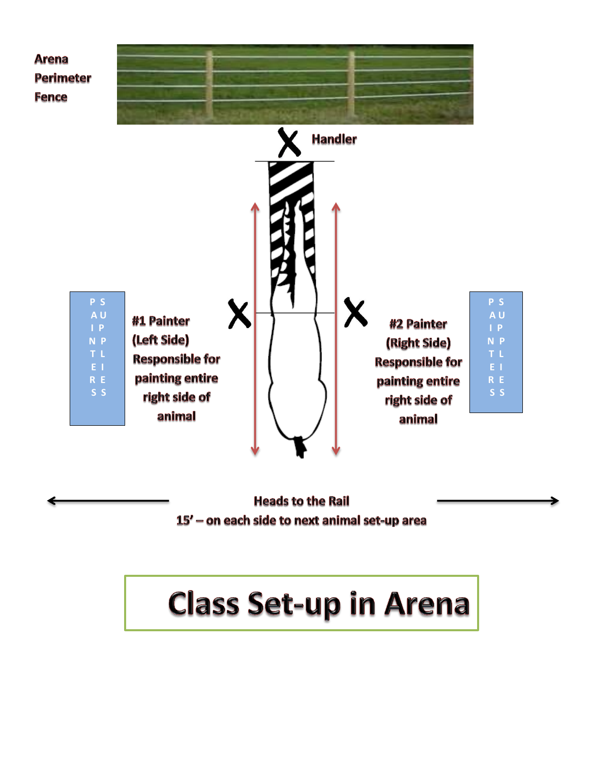Arena Perimeter Fence

Handler

PAINTER SUPPLIES

#1 Painter (Left Side) Responsible for painting entire right side of animal

#2 Painter (Right Side) Responsible for painting entire right side of animal

PAINTER SUPPLIES

Heads to the Rail

15' – on each side to next animal set-up area

# Class Set-up in Arena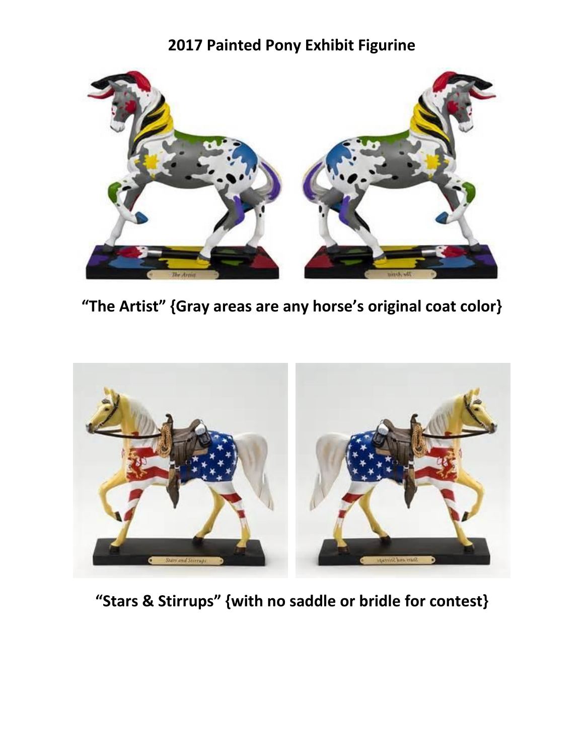## 2017 Painted Pony Exhibit Figurine

**"The Artist" {Gray areas are any horse's original coat color}**

**"Stars & Stirrups" {with no saddle or bridle for contest}**